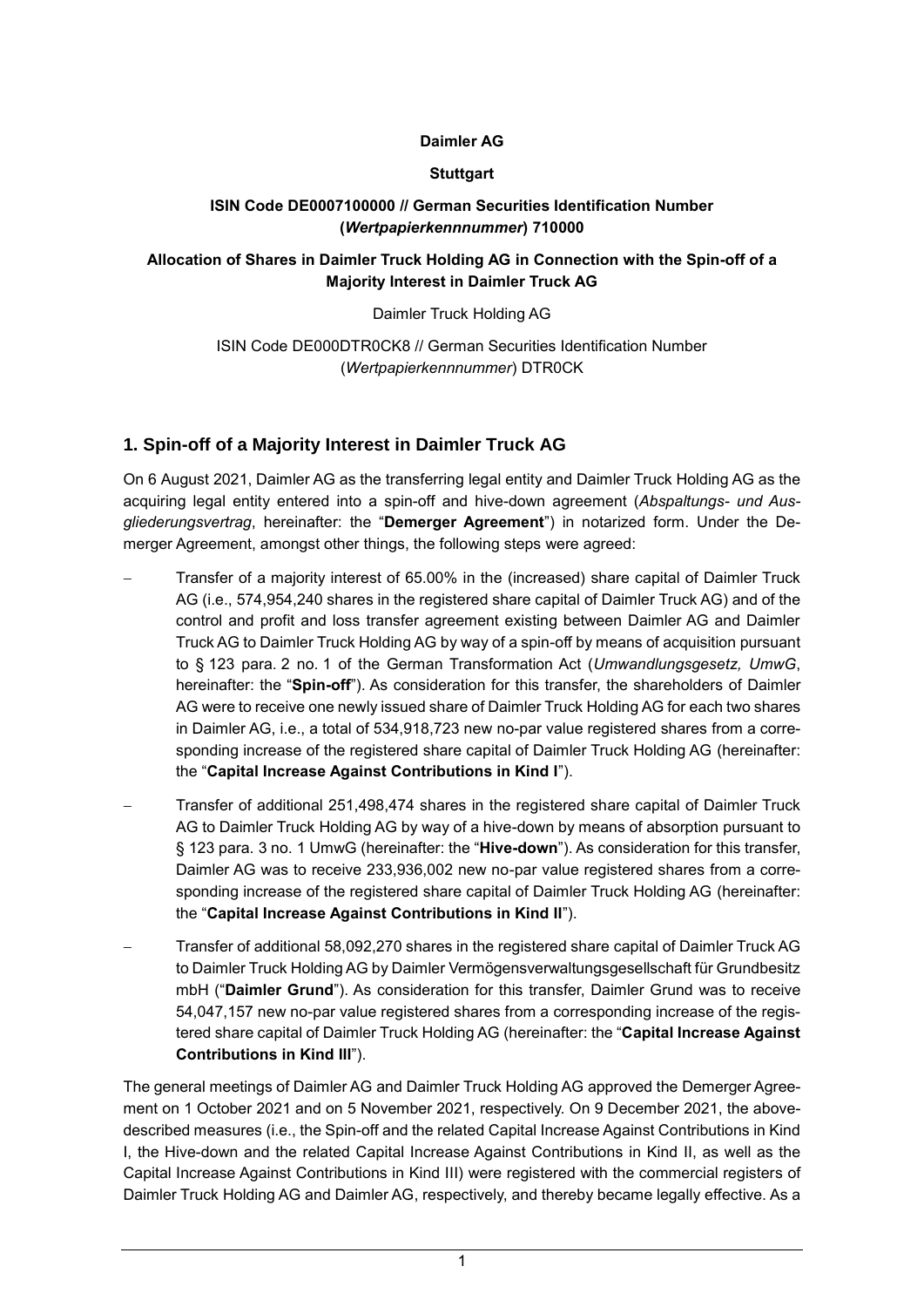**Daimler AG**

**Stuttgart**

**ISIN Code DE0007100000 // German Securities Identification Number (*Wertpapierkennnummer*) 710000**

**Allocation of Shares in Daimler Truck Holding AG in Connection with the Spin-off of a Majority Interest in Daimler Truck AG**

Daimler Truck Holding AG

ISIN Code DE000DTR0CK8 // German Securities Identification Number (*Wertpapierkennnummer*) DTR0CK

## 1. Spin-off of a Majority Interest in Daimler Truck AG

On 6 August 2021, Daimler AG as the transferring legal entity and Daimler Truck Holding AG as the acquiring legal entity entered into a spin-off and hive-down agreement (*Abspaltungs- und Ausgliederungsvertrag*, hereinafter: the "**Demerger Agreement**") in notarized form. Under the Demerger Agreement, amongst other things, the following steps were agreed:

- Transfer of a majority interest of 65.00% in the (increased) share capital of Daimler Truck AG (i.e., 574,954,240 shares in the registered share capital of Daimler Truck AG) and of the control and profit and loss transfer agreement existing between Daimler AG and Daimler Truck AG to Daimler Truck Holding AG by way of a spin-off by means of acquisition pursuant to § 123 para. 2 no. 1 of the German Transformation Act (*Umwandlungsgesetz, UmwG*, hereinafter: the "**Spin-off**"). As consideration for this transfer, the shareholders of Daimler AG were to receive one newly issued share of Daimler Truck Holding AG for each two shares in Daimler AG, i.e., a total of 534,918,723 new no-par value registered shares from a corresponding increase of the registered share capital of Daimler Truck Holding AG (hereinafter: the "**Capital Increase Against Contributions in Kind I**").
- Transfer of additional 251,498,474 shares in the registered share capital of Daimler Truck AG to Daimler Truck Holding AG by way of a hive-down by means of absorption pursuant to § 123 para. 3 no. 1 UmwG (hereinafter: the "**Hive-down**"). As consideration for this transfer, Daimler AG was to receive 233,936,002 new no-par value registered shares from a corresponding increase of the registered share capital of Daimler Truck Holding AG (hereinafter: the "**Capital Increase Against Contributions in Kind II**").
- Transfer of additional 58,092,270 shares in the registered share capital of Daimler Truck AG to Daimler Truck Holding AG by Daimler Vermögensverwaltungsgesellschaft für Grundbesitz mbH ("**Daimler Grund**"). As consideration for this transfer, Daimler Grund was to receive 54,047,157 new no-par value registered shares from a corresponding increase of the registered share capital of Daimler Truck Holding AG (hereinafter: the "**Capital Increase Against Contributions in Kind III**").

The general meetings of Daimler AG and Daimler Truck Holding AG approved the Demerger Agreement on 1 October 2021 and on 5 November 2021, respectively. On 9 December 2021, the above-described measures (i.e., the Spin-off and the related Capital Increase Against Contributions in Kind I, the Hive-down and the related Capital Increase Against Contributions in Kind II, as well as the Capital Increase Against Contributions in Kind III) were registered with the commercial registers of Daimler Truck Holding AG and Daimler AG, respectively, and thereby became legally effective. As a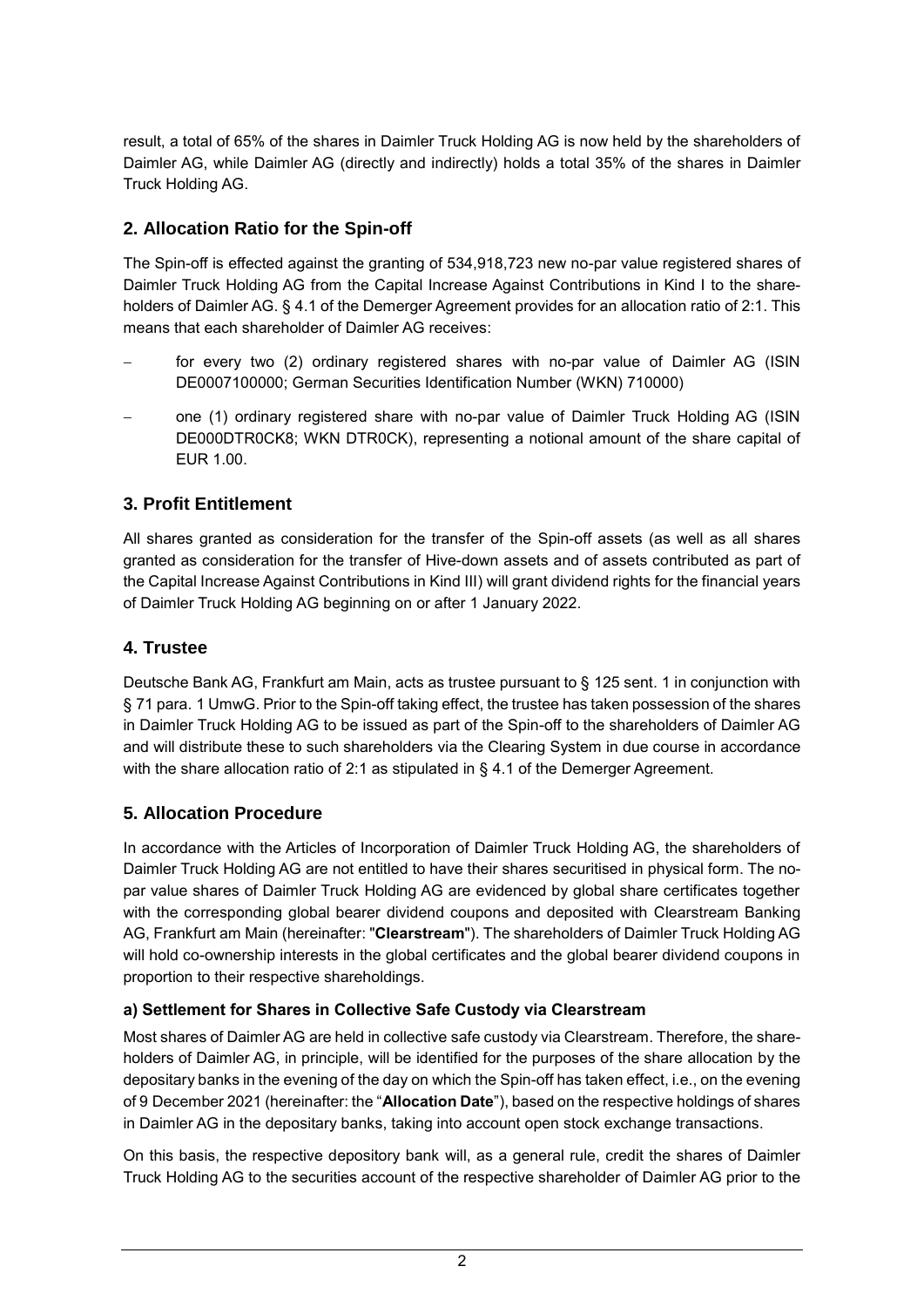result, a total of 65% of the shares in Daimler Truck Holding AG is now held by the shareholders of Daimler AG, while Daimler AG (directly and indirectly) holds a total 35% of the shares in Daimler Truck Holding AG.

## 2. Allocation Ratio for the Spin-off

The Spin-off is effected against the granting of 534,918,723 new no-par value registered shares of Daimler Truck Holding AG from the Capital Increase Against Contributions in Kind I to the shareholders of Daimler AG. § 4.1 of the Demerger Agreement provides for an allocation ratio of 2:1. This means that each shareholder of Daimler AG receives:

- for every two (2) ordinary registered shares with no-par value of Daimler AG (ISIN DE0007100000; German Securities Identification Number (WKN) 710000)
- one (1) ordinary registered share with no-par value of Daimler Truck Holding AG (ISIN DE000DTR0CK8; WKN DTR0CK), representing a notional amount of the share capital of EUR 1.00.

## 3. Profit Entitlement

All shares granted as consideration for the transfer of the Spin-off assets (as well as all shares granted as consideration for the transfer of Hive-down assets and of assets contributed as part of the Capital Increase Against Contributions in Kind III) will grant dividend rights for the financial years of Daimler Truck Holding AG beginning on or after 1 January 2022.

## 4. Trustee

Deutsche Bank AG, Frankfurt am Main, acts as trustee pursuant to § 125 sent. 1 in conjunction with § 71 para. 1 UmwG. Prior to the Spin-off taking effect, the trustee has taken possession of the shares in Daimler Truck Holding AG to be issued as part of the Spin-off to the shareholders of Daimler AG and will distribute these to such shareholders via the Clearing System in due course in accordance with the share allocation ratio of 2:1 as stipulated in § 4.1 of the Demerger Agreement.

## 5. Allocation Procedure

In accordance with the Articles of Incorporation of Daimler Truck Holding AG, the shareholders of Daimler Truck Holding AG are not entitled to have their shares securitised in physical form. The no-par value shares of Daimler Truck Holding AG are evidenced by global share certificates together with the corresponding global bearer dividend coupons and deposited with Clearstream Banking AG, Frankfurt am Main (hereinafter: "**Clearstream**"). The shareholders of Daimler Truck Holding AG will hold co-ownership interests in the global certificates and the global bearer dividend coupons in proportion to their respective shareholdings.

### a) Settlement for Shares in Collective Safe Custody via Clearstream

Most shares of Daimler AG are held in collective safe custody via Clearstream. Therefore, the shareholders of Daimler AG, in principle, will be identified for the purposes of the share allocation by the depositary banks in the evening of the day on which the Spin-off has taken effect, i.e., on the evening of 9 December 2021 (hereinafter: the "**Allocation Date**"), based on the respective holdings of shares in Daimler AG in the depositary banks, taking into account open stock exchange transactions.

On this basis, the respective depository bank will, as a general rule, credit the shares of Daimler Truck Holding AG to the securities account of the respective shareholder of Daimler AG prior to the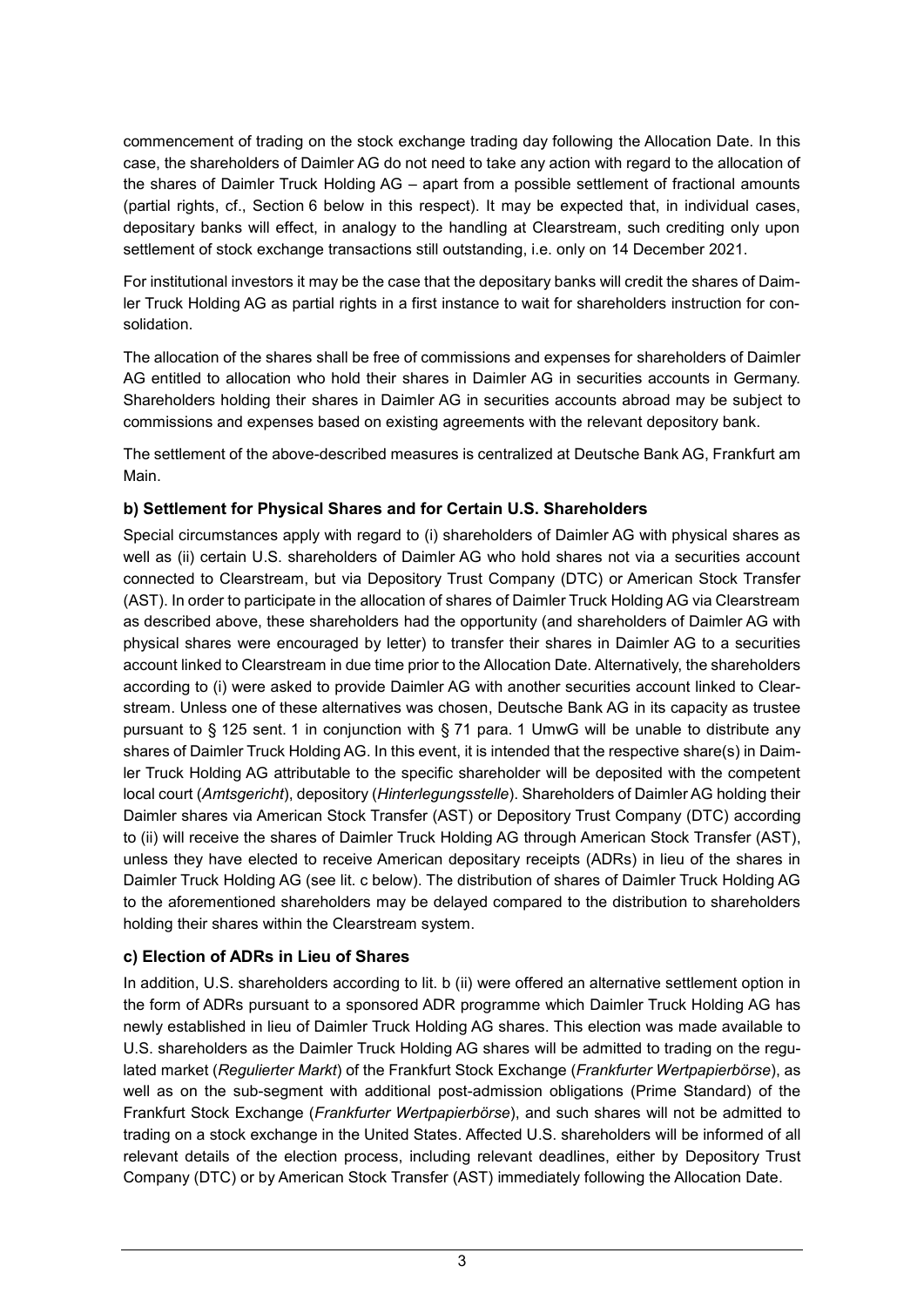commencement of trading on the stock exchange trading day following the Allocation Date. In this case, the shareholders of Daimler AG do not need to take any action with regard to the allocation of the shares of Daimler Truck Holding AG – apart from a possible settlement of fractional amounts (partial rights, cf., Section 6 below in this respect). It may be expected that, in individual cases, depositary banks will effect, in analogy to the handling at Clearstream, such crediting only upon settlement of stock exchange transactions still outstanding, i.e. only on 14 December 2021.

For institutional investors it may be the case that the depositary banks will credit the shares of Daimler Truck Holding AG as partial rights in a first instance to wait for shareholders instruction for consolidation.

The allocation of the shares shall be free of commissions and expenses for shareholders of Daimler AG entitled to allocation who hold their shares in Daimler AG in securities accounts in Germany. Shareholders holding their shares in Daimler AG in securities accounts abroad may be subject to commissions and expenses based on existing agreements with the relevant depository bank.

The settlement of the above-described measures is centralized at Deutsche Bank AG, Frankfurt am Main.

### b) Settlement for Physical Shares and for Certain U.S. Shareholders

Special circumstances apply with regard to (i) shareholders of Daimler AG with physical shares as well as (ii) certain U.S. shareholders of Daimler AG who hold shares not via a securities account connected to Clearstream, but via Depository Trust Company (DTC) or American Stock Transfer (AST). In order to participate in the allocation of shares of Daimler Truck Holding AG via Clearstream as described above, these shareholders had the opportunity (and shareholders of Daimler AG with physical shares were encouraged by letter) to transfer their shares in Daimler AG to a securities account linked to Clearstream in due time prior to the Allocation Date. Alternatively, the shareholders according to (i) were asked to provide Daimler AG with another securities account linked to Clearstream. Unless one of these alternatives was chosen, Deutsche Bank AG in its capacity as trustee pursuant to § 125 sent. 1 in conjunction with § 71 para. 1 UmwG will be unable to distribute any shares of Daimler Truck Holding AG. In this event, it is intended that the respective share(s) in Daimler Truck Holding AG attributable to the specific shareholder will be deposited with the competent local court (*Amtsgericht*), depository (*Hinterlegungsstelle*). Shareholders of Daimler AG holding their Daimler shares via American Stock Transfer (AST) or Depository Trust Company (DTC) according to (ii) will receive the shares of Daimler Truck Holding AG through American Stock Transfer (AST), unless they have elected to receive American depositary receipts (ADRs) in lieu of the shares in Daimler Truck Holding AG (see lit. c below). The distribution of shares of Daimler Truck Holding AG to the aforementioned shareholders may be delayed compared to the distribution to shareholders holding their shares within the Clearstream system.

### c) Election of ADRs in Lieu of Shares

In addition, U.S. shareholders according to lit. b (ii) were offered an alternative settlement option in the form of ADRs pursuant to a sponsored ADR programme which Daimler Truck Holding AG has newly established in lieu of Daimler Truck Holding AG shares. This election was made available to U.S. shareholders as the Daimler Truck Holding AG shares will be admitted to trading on the regulated market (*Regulierter Markt*) of the Frankfurt Stock Exchange (*Frankfurter Wertpapierbörse*), as well as on the sub-segment with additional post-admission obligations (Prime Standard) of the Frankfurt Stock Exchange (*Frankfurter Wertpapierbörse*), and such shares will not be admitted to trading on a stock exchange in the United States. Affected U.S. shareholders will be informed of all relevant details of the election process, including relevant deadlines, either by Depository Trust Company (DTC) or by American Stock Transfer (AST) immediately following the Allocation Date.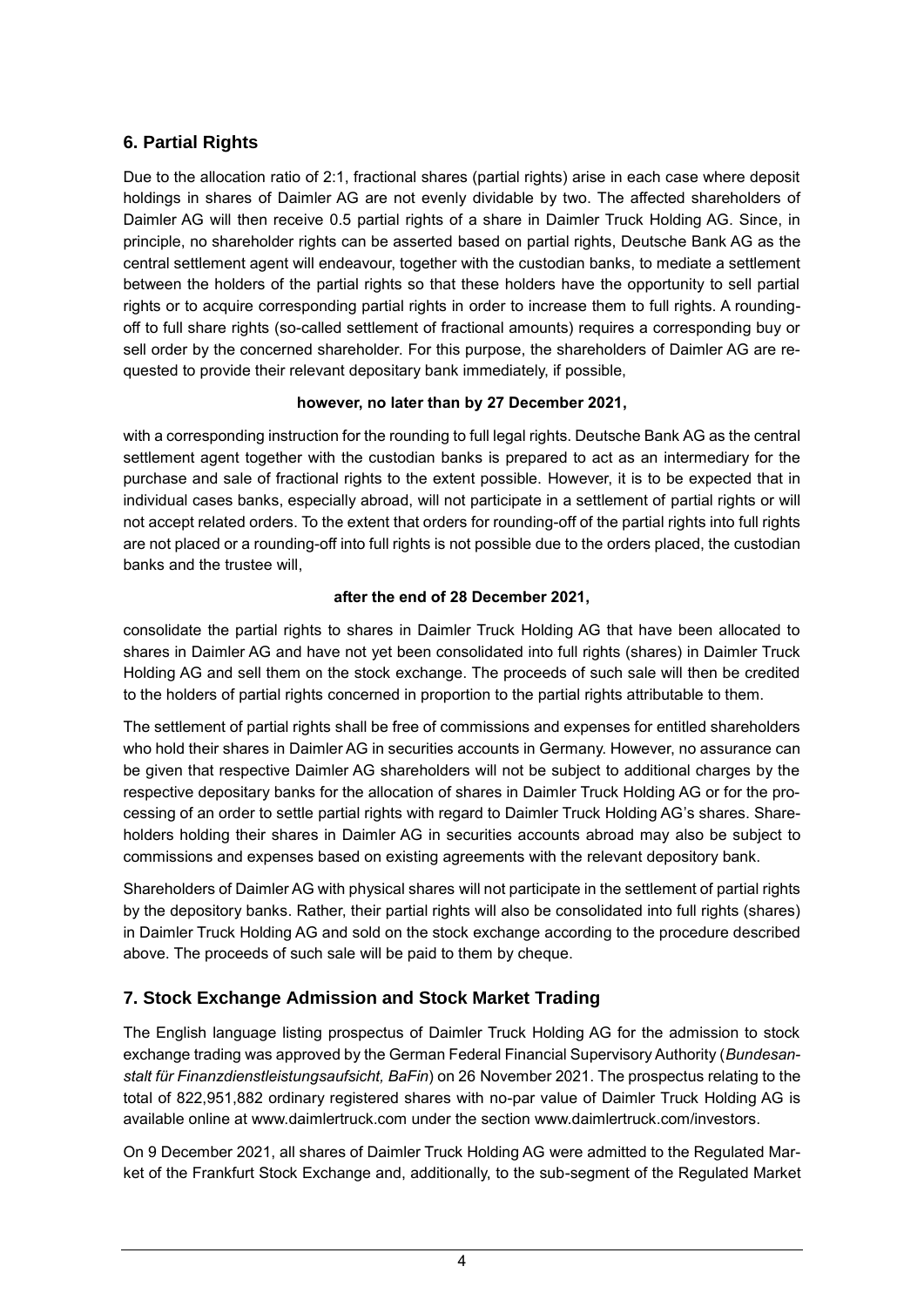## 6. Partial Rights

Due to the allocation ratio of 2:1, fractional shares (partial rights) arise in each case where deposit holdings in shares of Daimler AG are not evenly dividable by two. The affected shareholders of Daimler AG will then receive 0.5 partial rights of a share in Daimler Truck Holding AG. Since, in principle, no shareholder rights can be asserted based on partial rights, Deutsche Bank AG as the central settlement agent will endeavour, together with the custodian banks, to mediate a settlement between the holders of the partial rights so that these holders have the opportunity to sell partial rights or to acquire corresponding partial rights in order to increase them to full rights. A rounding-off to full share rights (so-called settlement of fractional amounts) requires a corresponding buy or sell order by the concerned shareholder. For this purpose, the shareholders of Daimler AG are requested to provide their relevant depositary bank immediately, if possible,

**however, no later than by 27 December 2021,**

with a corresponding instruction for the rounding to full legal rights. Deutsche Bank AG as the central settlement agent together with the custodian banks is prepared to act as an intermediary for the purchase and sale of fractional rights to the extent possible. However, it is to be expected that in individual cases banks, especially abroad, will not participate in a settlement of partial rights or will not accept related orders. To the extent that orders for rounding-off of the partial rights into full rights are not placed or a rounding-off into full rights is not possible due to the orders placed, the custodian banks and the trustee will,

**after the end of 28 December 2021,**

consolidate the partial rights to shares in Daimler Truck Holding AG that have been allocated to shares in Daimler AG and have not yet been consolidated into full rights (shares) in Daimler Truck Holding AG and sell them on the stock exchange. The proceeds of such sale will then be credited to the holders of partial rights concerned in proportion to the partial rights attributable to them.

The settlement of partial rights shall be free of commissions and expenses for entitled shareholders who hold their shares in Daimler AG in securities accounts in Germany. However, no assurance can be given that respective Daimler AG shareholders will not be subject to additional charges by the respective depositary banks for the allocation of shares in Daimler Truck Holding AG or for the processing of an order to settle partial rights with regard to Daimler Truck Holding AG's shares. Shareholders holding their shares in Daimler AG in securities accounts abroad may also be subject to commissions and expenses based on existing agreements with the relevant depository bank.

Shareholders of Daimler AG with physical shares will not participate in the settlement of partial rights by the depository banks. Rather, their partial rights will also be consolidated into full rights (shares) in Daimler Truck Holding AG and sold on the stock exchange according to the procedure described above. The proceeds of such sale will be paid to them by cheque.

## 7. Stock Exchange Admission and Stock Market Trading

The English language listing prospectus of Daimler Truck Holding AG for the admission to stock exchange trading was approved by the German Federal Financial Supervisory Authority (*Bundesanstalt für Finanzdienstleistungsaufsicht, BaFin*) on 26 November 2021. The prospectus relating to the total of 822,951,882 ordinary registered shares with no-par value of Daimler Truck Holding AG is available online at www.daimlertruck.com under the section www.daimlertruck.com/investors.

On 9 December 2021, all shares of Daimler Truck Holding AG were admitted to the Regulated Market of the Frankfurt Stock Exchange and, additionally, to the sub-segment of the Regulated Market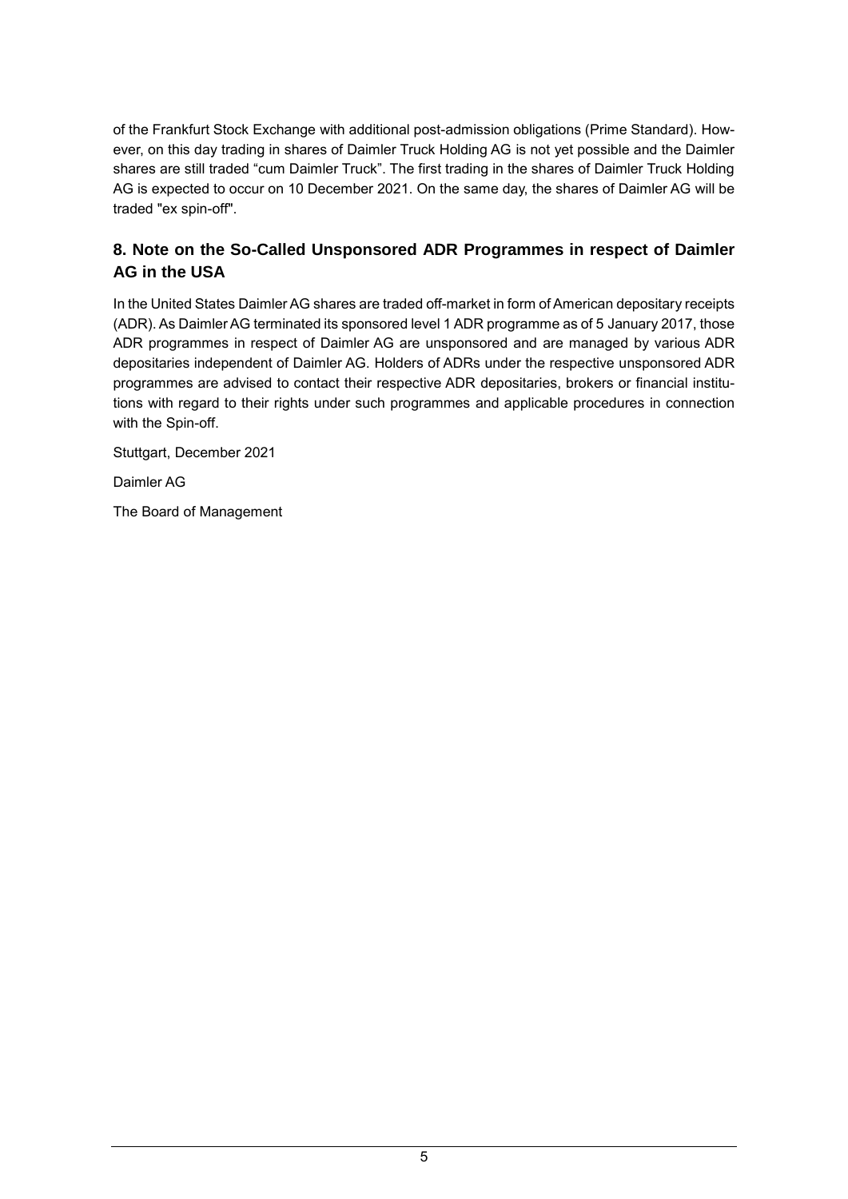of the Frankfurt Stock Exchange with additional post-admission obligations (Prime Standard). However, on this day trading in shares of Daimler Truck Holding AG is not yet possible and the Daimler shares are still traded "cum Daimler Truck". The first trading in the shares of Daimler Truck Holding AG is expected to occur on 10 December 2021. On the same day, the shares of Daimler AG will be traded "ex spin-off".

## 8. Note on the So-Called Unsponsored ADR Programmes in respect of Daimler AG in the USA

In the United States Daimler AG shares are traded off-market in form of American depositary receipts (ADR). As Daimler AG terminated its sponsored level 1 ADR programme as of 5 January 2017, those ADR programmes in respect of Daimler AG are unsponsored and are managed by various ADR depositaries independent of Daimler AG. Holders of ADRs under the respective unsponsored ADR programmes are advised to contact their respective ADR depositaries, brokers or financial institutions with regard to their rights under such programmes and applicable procedures in connection with the Spin-off.

Stuttgart, December 2021

Daimler AG

The Board of Management